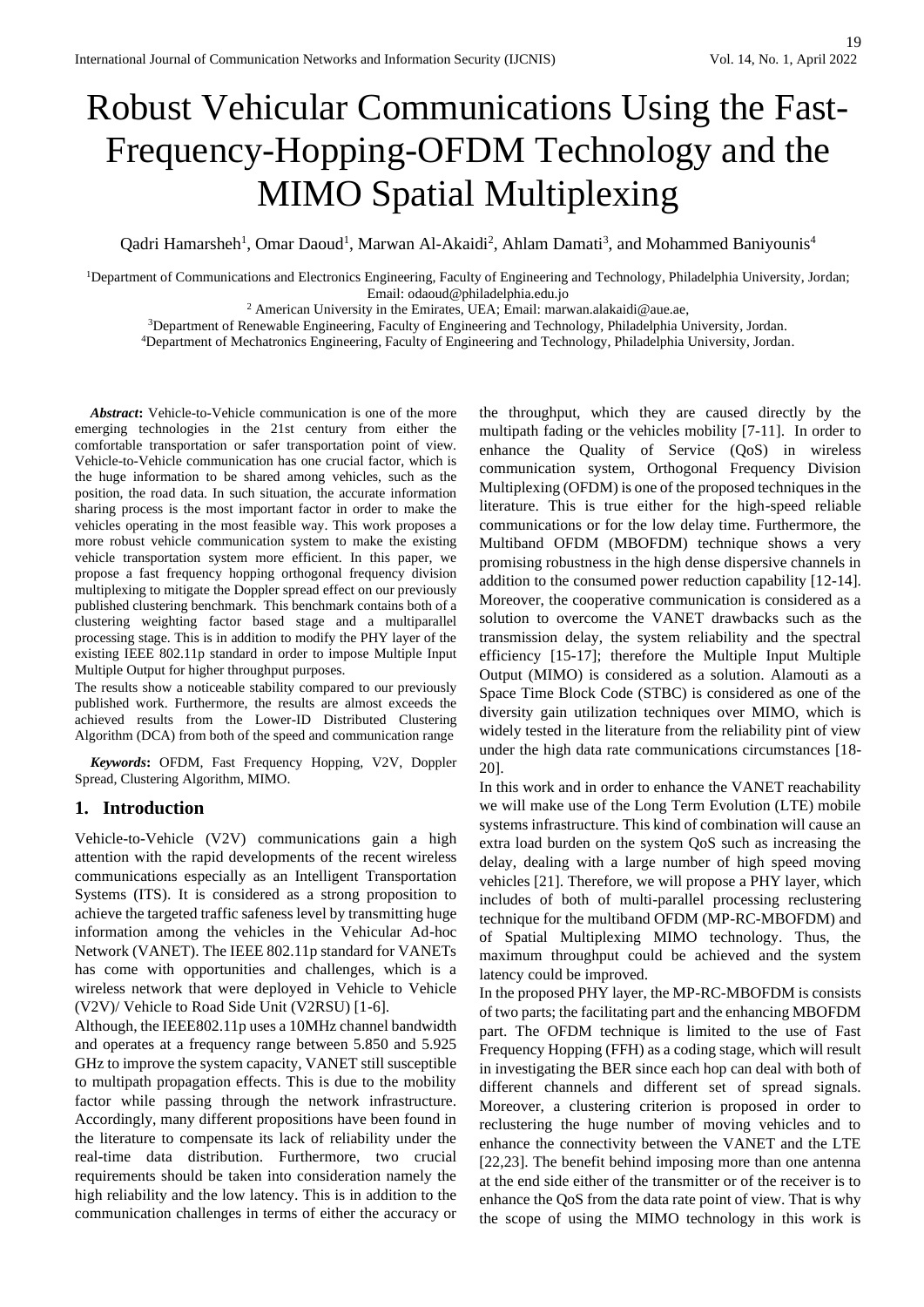# Robust Vehicular Communications Using the Fast-Frequency-Hopping-OFDM Technology and the MIMO Spatial Multiplexing

Qadri Hamarsheh[1], Omar Daoud[1], Marwan Al-Akaidi[2], Ahlam Damati[3], and Mohammed Baniyounis[4]

[1]Department of Communications and Electronics Engineering, Faculty of Engineering and Technology, Philadelphia University, Jordan; Email: odaoud@philadelphia.edu.jo

[2] American University in the Emirates, UEA; Email: marwan.alakaidi@aue.ae,

[3]Department of Renewable Engineering, Faculty of Engineering and Technology, Philadelphia University, Jordan.

[4]Department of Mechatronics Engineering, Faculty of Engineering and Technology, Philadelphia University, Jordan.

***Abstract*:** Vehicle-to-Vehicle communication is one of the more emerging technologies in the 21st century from either the comfortable transportation or safer transportation point of view. Vehicle-to-Vehicle communication has one crucial factor, which is the huge information to be shared among vehicles, such as the position, the road data. In such situation, the accurate information sharing process is the most important factor in order to make the vehicles operating in the most feasible way. This work proposes a more robust vehicle communication system to make the existing vehicle transportation system more efficient. In this paper, we propose a fast frequency hopping orthogonal frequency division multiplexing to mitigate the Doppler spread effect on our previously published clustering benchmark. This benchmark contains both of a clustering weighting factor based stage and a multiparallel processing stage. This is in addition to modify the PHY layer of the existing IEEE 802.11p standard in order to impose Multiple Input Multiple Output for higher throughput purposes.

The results show a noticeable stability compared to our previously published work. Furthermore, the results are almost exceeds the achieved results from the Lower-ID Distributed Clustering Algorithm (DCA) from both of the speed and communication range

***Keywords*:** OFDM, Fast Frequency Hopping, V2V, Doppler Spread, Clustering Algorithm, MIMO.

## 1. Introduction

Vehicle-to-Vehicle (V2V) communications gain a high attention with the rapid developments of the recent wireless communications especially as an Intelligent Transportation Systems (ITS). It is considered as a strong proposition to achieve the targeted traffic safeness level by transmitting huge information among the vehicles in the Vehicular Ad-hoc Network (VANET). The IEEE 802.11p standard for VANETs has come with opportunities and challenges, which is a wireless network that were deployed in Vehicle to Vehicle (V2V)/ Vehicle to Road Side Unit (V2RSU) [1-6].

Although, the IEEE802.11p uses a 10MHz channel bandwidth and operates at a frequency range between 5.850 and 5.925 GHz to improve the system capacity, VANET still susceptible to multipath propagation effects. This is due to the mobility factor while passing through the network infrastructure. Accordingly, many different propositions have been found in the literature to compensate its lack of reliability under the real-time data distribution. Furthermore, two crucial requirements should be taken into consideration namely the high reliability and the low latency. This is in addition to the communication challenges in terms of either the accuracy or the throughput, which they are caused directly by the multipath fading or the vehicles mobility [7-11]. In order to enhance the Quality of Service (QoS) in wireless communication system, Orthogonal Frequency Division Multiplexing (OFDM) is one of the proposed techniques in the literature. This is true either for the high-speed reliable communications or for the low delay time. Furthermore, the Multiband OFDM (MBOFDM) technique shows a very promising robustness in the high dense dispersive channels in addition to the consumed power reduction capability [12-14]. Moreover, the cooperative communication is considered as a solution to overcome the VANET drawbacks such as the transmission delay, the system reliability and the spectral efficiency [15-17]; therefore the Multiple Input Multiple Output (MIMO) is considered as a solution. Alamouti as a Space Time Block Code (STBC) is considered as one of the diversity gain utilization techniques over MIMO, which is widely tested in the literature from the reliability pint of view under the high data rate communications circumstances [18-20].

In this work and in order to enhance the VANET reachability we will make use of the Long Term Evolution (LTE) mobile systems infrastructure. This kind of combination will cause an extra load burden on the system QoS such as increasing the delay, dealing with a large number of high speed moving vehicles [21]. Therefore, we will propose a PHY layer, which includes of both of multi-parallel processing reclustering technique for the multiband OFDM (MP-RC-MBOFDM) and of Spatial Multiplexing MIMO technology. Thus, the maximum throughput could be achieved and the system latency could be improved.

In the proposed PHY layer, the MP-RC-MBOFDM is consists of two parts; the facilitating part and the enhancing MBOFDM part. The OFDM technique is limited to the use of Fast Frequency Hopping (FFH) as a coding stage, which will result in investigating the BER since each hop can deal with both of different channels and different set of spread signals. Moreover, a clustering criterion is proposed in order to reclustering the huge number of moving vehicles and to enhance the connectivity between the VANET and the LTE [22,23]. The benefit behind imposing more than one antenna at the end side either of the transmitter or of the receiver is to enhance the QoS from the data rate point of view. That is why the scope of using the MIMO technology in this work is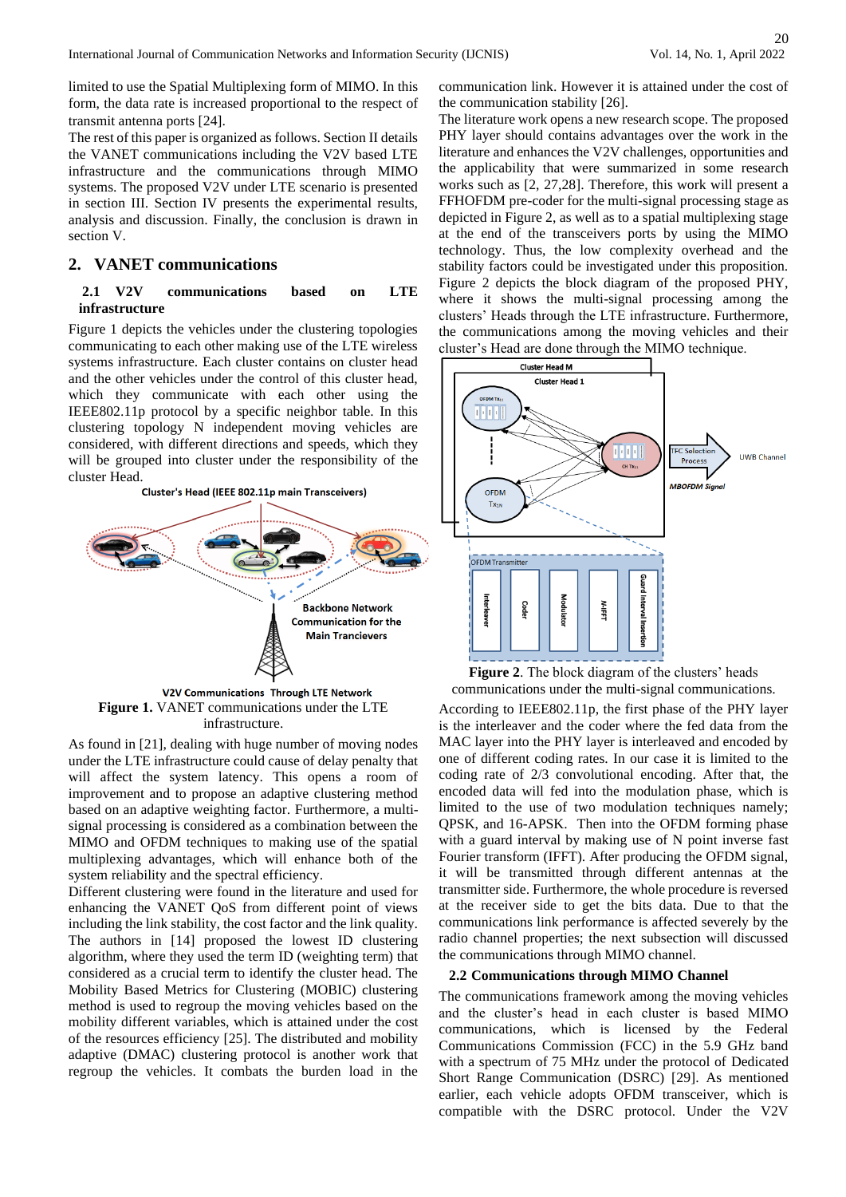limited to use the Spatial Multiplexing form of MIMO. In this form, the data rate is increased proportional to the respect of transmit antenna ports [24].

The rest of this paper is organized as follows. Section II details the VANET communications including the V2V based LTE infrastructure and the communications through MIMO systems. The proposed V2V under LTE scenario is presented in section III. Section IV presents the experimental results, analysis and discussion. Finally, the conclusion is drawn in section V.

## 2. VANET communications

### 2.1 V2V communications based on LTE infrastructure

Figure 1 depicts the vehicles under the clustering topologies communicating to each other making use of the LTE wireless systems infrastructure. Each cluster contains on cluster head and the other vehicles under the control of this cluster head, which they communicate with each other using the IEEE802.11p protocol by a specific neighbor table. In this clustering topology N independent moving vehicles are considered, with different directions and speeds, which they will be grouped into cluster under the responsibility of the cluster Head.

**Figure 1.** VANET communications under the LTE infrastructure.

As found in [21], dealing with huge number of moving nodes under the LTE infrastructure could cause of delay penalty that will affect the system latency. This opens a room of improvement and to propose an adaptive clustering method based on an adaptive weighting factor. Furthermore, a multi-signal processing is considered as a combination between the MIMO and OFDM techniques to making use of the spatial multiplexing advantages, which will enhance both of the system reliability and the spectral efficiency.

Different clustering were found in the literature and used for enhancing the VANET QoS from different point of views including the link stability, the cost factor and the link quality. The authors in [14] proposed the lowest ID clustering algorithm, where they used the term ID (weighting term) that considered as a crucial term to identify the cluster head. The Mobility Based Metrics for Clustering (MOBIC) clustering method is used to regroup the moving vehicles based on the mobility different variables, which is attained under the cost of the resources efficiency [25]. The distributed and mobility adaptive (DMAC) clustering protocol is another work that regroup the vehicles. It combats the burden load in the communication link. However it is attained under the cost of the communication stability [26].

The literature work opens a new research scope. The proposed PHY layer should contains advantages over the work in the literature and enhances the V2V challenges, opportunities and the applicability that were summarized in some research works such as [2, 27,28]. Therefore, this work will present a FFHOFDM pre-coder for the multi-signal processing stage as depicted in Figure 2, as well as to a spatial multiplexing stage at the end of the transceivers ports by using the MIMO technology. Thus, the low complexity overhead and the stability factors could be investigated under this proposition. Figure 2 depicts the block diagram of the proposed PHY, where it shows the multi-signal processing among the clusters' Heads through the LTE infrastructure. Furthermore, the communications among the moving vehicles and their cluster's Head are done through the MIMO technique.

**Figure 2**. The block diagram of the clusters' heads communications under the multi-signal communications.

According to IEEE802.11p, the first phase of the PHY layer is the interleaver and the coder where the fed data from the MAC layer into the PHY layer is interleaved and encoded by one of different coding rates. In our case it is limited to the coding rate of 2/3 convolutional encoding. After that, the encoded data will fed into the modulation phase, which is limited to the use of two modulation techniques namely; QPSK, and 16-APSK. Then into the OFDM forming phase with a guard interval by making use of N point inverse fast Fourier transform (IFFT). After producing the OFDM signal, it will be transmitted through different antennas at the transmitter side. Furthermore, the whole procedure is reversed at the receiver side to get the bits data. Due to that the communications link performance is affected severely by the radio channel properties; the next subsection will discussed the communications through MIMO channel.

### 2.2 Communications through MIMO Channel

The communications framework among the moving vehicles and the cluster's head in each cluster is based MIMO communications, which is licensed by the Federal Communications Commission (FCC) in the 5.9 GHz band with a spectrum of 75 MHz under the protocol of Dedicated Short Range Communication (DSRC) [29]. As mentioned earlier, each vehicle adopts OFDM transceiver, which is compatible with the DSRC protocol. Under the V2V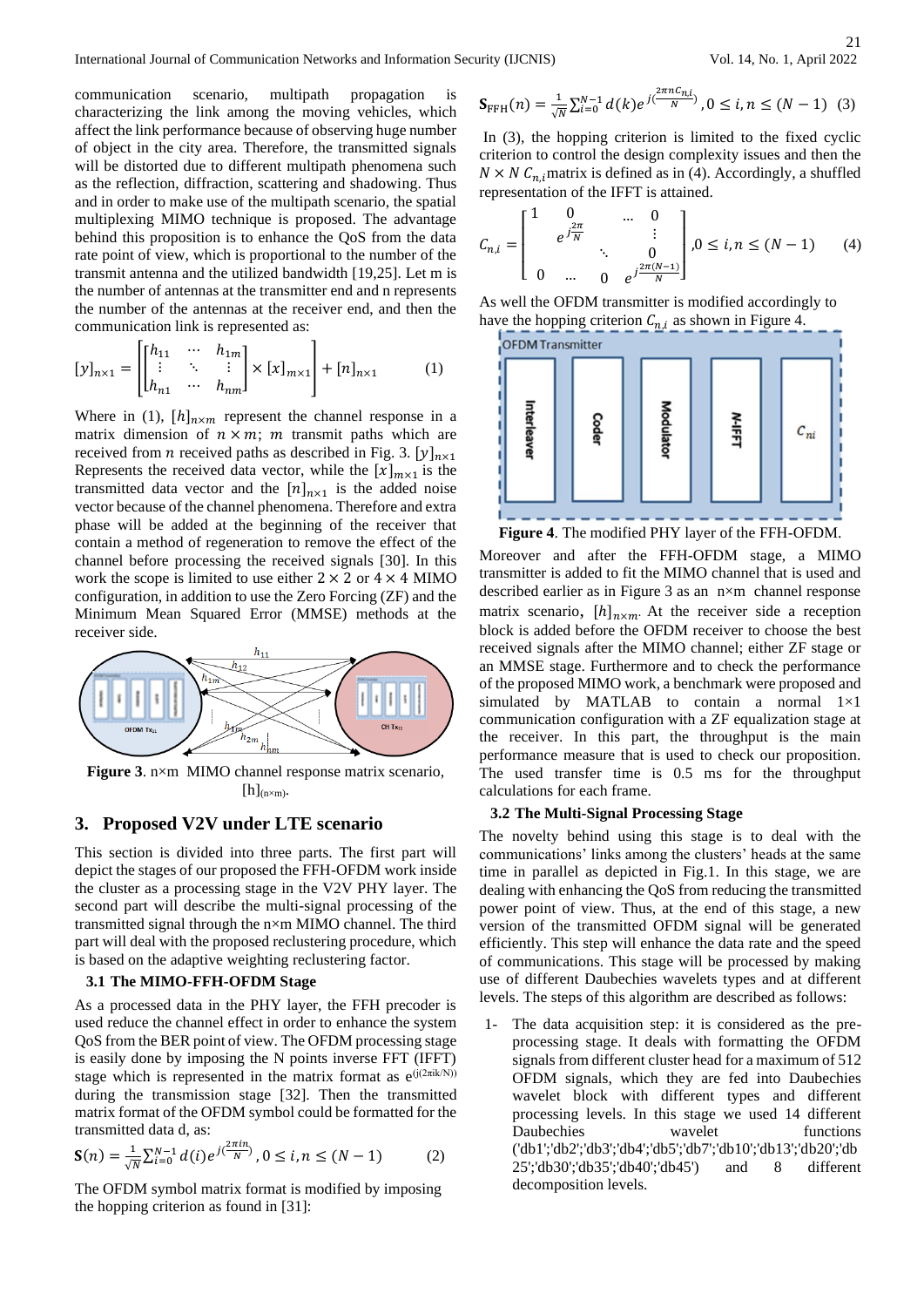communication scenario, multipath propagation is characterizing the link among the moving vehicles, which affect the link performance because of observing huge number of object in the city area. Therefore, the transmitted signals will be distorted due to different multipath phenomena such as the reflection, diffraction, scattering and shadowing. Thus and in order to make use of the multipath scenario, the spatial multiplexing MIMO technique is proposed. The advantage behind this proposition is to enhance the QoS from the data rate point of view, which is proportional to the number of the transmit antenna and the utilized bandwidth [19,25]. Let m is the number of antennas at the transmitter end and n represents the number of the antennas at the receiver end, and then the communication link is represented as:

$$[y]_{n\times 1} = \left[\begin{bmatrix} h_{11} & \cdots & h_{1m} \\ \vdots & \ddots & \vdots \\ h_{n1} & \cdots & h_{nm} \end{bmatrix} \times [x]_{m\times 1}\right] + [n]_{n\times 1} \qquad (1)$$

Where in (1), $[h]_{n\times m}$ represent the channel response in a matrix dimension of $n \times m$; $m$ transmit paths which are received from $n$ received paths as described in Fig. 3. $[y]_{n\times 1}$ Represents the received data vector, while the $[x]_{m\times 1}$ is the transmitted data vector and the $[n]_{n\times 1}$ is the added noise vector because of the channel phenomena. Therefore and extra phase will be added at the beginning of the receiver that contain a method of regeneration to remove the effect of the channel before processing the received signals [30]. In this work the scope is limited to use either $2 \times 2$ or $4 \times 4$ MIMO configuration, in addition to use the Zero Forcing (ZF) and the Minimum Mean Squared Error (MMSE) methods at the receiver side.

**Figure 3**. n×m MIMO channel response matrix scenario, $[h]_{(n\times m)}$.

## 3. Proposed V2V under LTE scenario

This section is divided into three parts. The first part will depict the stages of our proposed the FFH-OFDM work inside the cluster as a processing stage in the V2V PHY layer. The second part will describe the multi-signal processing of the transmitted signal through the n×m MIMO channel. The third part will deal with the proposed reclustering procedure, which is based on the adaptive weighting reclustering factor.

### 3.1 The MIMO-FFH-OFDM Stage

As a processed data in the PHY layer, the FFH precoder is used reduce the channel effect in order to enhance the system QoS from the BER point of view. The OFDM processing stage is easily done by imposing the N points inverse FFT (IFFT) stage which is represented in the matrix format as $e^{(j(2\pi ik/N))}$ during the transmission stage [32]. Then the transmitted matrix format of the OFDM symbol could be formatted for the transmitted data d, as:

$$\mathbf{S}(n) = \frac{1}{\sqrt{N}}\sum_{i=0}^{N-1} d(i)e^{j(\frac{2\pi in}{N})}, 0 \le i, n \le (N-1) \qquad (2)$$

The OFDM symbol matrix format is modified by imposing the hopping criterion as found in [31]:

$$\mathbf{S}_{\text{FFH}}(n) = \frac{1}{\sqrt{N}}\sum_{i=0}^{N-1} d(k)e^{j(\frac{2\pi n C_{n,i}}{N})}, 0 \le i, n \le (N-1) \quad (3)$$

In (3), the hopping criterion is limited to the fixed cyclic criterion to control the design complexity issues and then the $N \times N$ $C_{n,i}$ matrix is defined as in (4). Accordingly, a shuffled representation of the IFFT is attained.

$$C_{n,i} = \begin{bmatrix} 1 & 0 & \cdots & 0 \\ & e^{j\frac{2\pi}{N}} & & \vdots \\ & & \ddots & 0 \\ 0 & \cdots & 0 & e^{j\frac{2\pi(N-1)}{N}} \end{bmatrix}, 0 \le i, n \le (N-1) \qquad (4)$$

As well the OFDM transmitter is modified accordingly to have the hopping criterion $C_{n,i}$ as shown in Figure 4.

**Figure 4**. The modified PHY layer of the FFH-OFDM.

Moreover and after the FFH-OFDM stage, a MIMO transmitter is added to fit the MIMO channel that is used and described earlier as in Figure 3 as an n×m channel response matrix scenario, $[h]_{n\times m}$. At the receiver side a reception block is added before the OFDM receiver to choose the best received signals after the MIMO channel; either ZF stage or an MMSE stage. Furthermore and to check the performance of the proposed MIMO work, a benchmark were proposed and simulated by MATLAB to contain a normal 1×1 communication configuration with a ZF equalization stage at the receiver. In this part, the throughput is the main performance measure that is used to check our proposition. The used transfer time is 0.5 ms for the throughput calculations for each frame.

### 3.2 The Multi-Signal Processing Stage

The novelty behind using this stage is to deal with the communications' links among the clusters' heads at the same time in parallel as depicted in Fig.1. In this stage, we are dealing with enhancing the QoS from reducing the transmitted power point of view. Thus, at the end of this stage, a new version of the transmitted OFDM signal will be generated efficiently. This step will enhance the data rate and the speed of communications. This stage will be processed by making use of different Daubechies wavelets types and at different levels. The steps of this algorithm are described as follows:

1- The data acquisition step: it is considered as the pre-processing stage. It deals with formatting the OFDM signals from different cluster head for a maximum of 512 OFDM signals, which they are fed into Daubechies wavelet block with different types and different processing levels. In this stage we used 14 different Daubechies wavelet functions ('db1';'db2';'db3';'db4';'db5';'db7';'db10';'db13';'db20';'db25';'db30';'db35';'db40';'db45') and 8 different decomposition levels.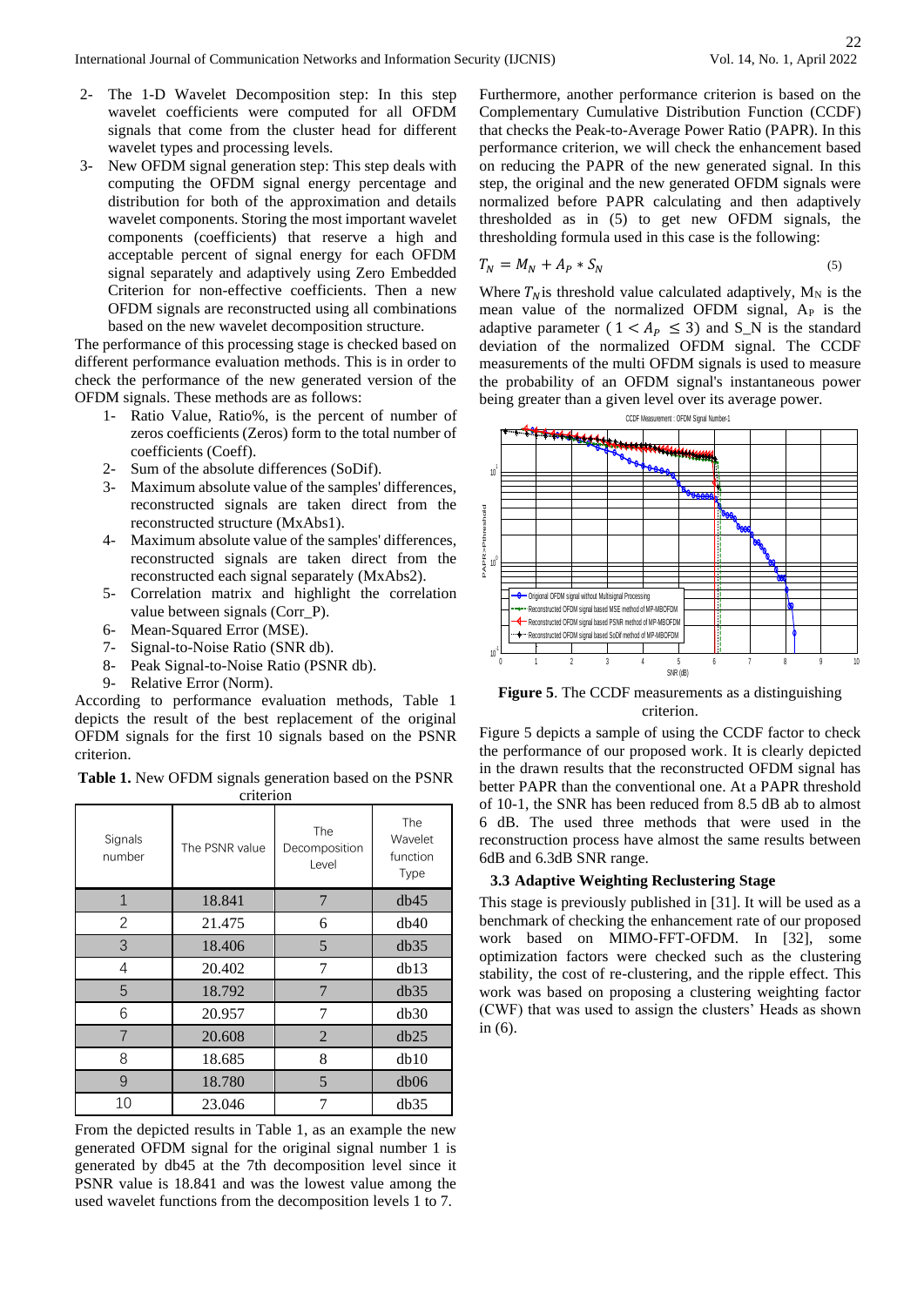2- The 1-D Wavelet Decomposition step: In this step wavelet coefficients were computed for all OFDM signals that come from the cluster head for different wavelet types and processing levels.

3- New OFDM signal generation step: This step deals with computing the OFDM signal energy percentage and distribution for both of the approximation and details wavelet components. Storing the most important wavelet components (coefficients) that reserve a high and acceptable percent of signal energy for each OFDM signal separately and adaptively using Zero Embedded Criterion for non-effective coefficients. Then a new OFDM signals are reconstructed using all combinations based on the new wavelet decomposition structure.

The performance of this processing stage is checked based on different performance evaluation methods. This is in order to check the performance of the new generated version of the OFDM signals. These methods are as follows:

1- Ratio Value, Ratio%, is the percent of number of zeros coefficients (Zeros) form to the total number of coefficients (Coeff).
2- Sum of the absolute differences (SoDif).
3- Maximum absolute value of the samples' differences, reconstructed signals are taken direct from the reconstructed structure (MxAbs1).
4- Maximum absolute value of the samples' differences, reconstructed signals are taken direct from the reconstructed each signal separately (MxAbs2).
5- Correlation matrix and highlight the correlation value between signals (Corr_P).
6- Mean-Squared Error (MSE).
7- Signal-to-Noise Ratio (SNR db).
8- Peak Signal-to-Noise Ratio (PSNR db).
9- Relative Error (Norm).

According to performance evaluation methods, Table 1 depicts the result of the best replacement of the original OFDM signals for the first 10 signals based on the PSNR criterion.

**Table 1.** New OFDM signals generation based on the PSNR criterion

| Signals number | The PSNR value | The Decomposition Level | The Wavelet function Type |
|---|---|---|---|
| 1 | 18.841 | 7 | db45 |
| 2 | 21.475 | 6 | db40 |
| 3 | 18.406 | 5 | db35 |
| 4 | 20.402 | 7 | db13 |
| 5 | 18.792 | 7 | db35 |
| 6 | 20.957 | 7 | db30 |
| 7 | 20.608 | 2 | db25 |
| 8 | 18.685 | 8 | db10 |
| 9 | 18.780 | 5 | db06 |
| 10 | 23.046 | 7 | db35 |

From the depicted results in Table 1, as an example the new generated OFDM signal for the original signal number 1 is generated by db45 at the 7th decomposition level since it PSNR value is 18.841 and was the lowest value among the used wavelet functions from the decomposition levels 1 to 7.

Furthermore, another performance criterion is based on the Complementary Cumulative Distribution Function (CCDF) that checks the Peak-to-Average Power Ratio (PAPR). In this performance criterion, we will check the enhancement based on reducing the PAPR of the new generated signal. In this step, the original and the new generated OFDM signals were normalized before PAPR calculating and then adaptively thresholded as in (5) to get new OFDM signals, the thresholding formula used in this case is the following:

$$T_N = M_N + A_P * S_N \tag{5}$$

Where $T_N$ is threshold value calculated adaptively, $M_N$ is the mean value of the normalized OFDM signal, $A_P$ is the adaptive parameter ( $1 < A_P \leq 3$) and S_N is the standard deviation of the normalized OFDM signal. The CCDF measurements of the multi OFDM signals is used to measure the probability of an OFDM signal's instantaneous power being greater than a given level over its average power.

**Figure 5**. The CCDF measurements as a distinguishing criterion.

Figure 5 depicts a sample of using the CCDF factor to check the performance of our proposed work. It is clearly depicted in the drawn results that the reconstructed OFDM signal has better PAPR than the conventional one. At a PAPR threshold of 10-1, the SNR has been reduced from 8.5 dB ab to almost 6 dB. The used three methods that were used in the reconstruction process have almost the same results between 6dB and 6.3dB SNR range.

### 3.3 Adaptive Weighting Reclustering Stage

This stage is previously published in [31]. It will be used as a benchmark of checking the enhancement rate of our proposed work based on MIMO-FFT-OFDM. In [32], some optimization factors were checked such as the clustering stability, the cost of re-clustering, and the ripple effect. This work was based on proposing a clustering weighting factor (CWF) that was used to assign the clusters' Heads as shown in (6).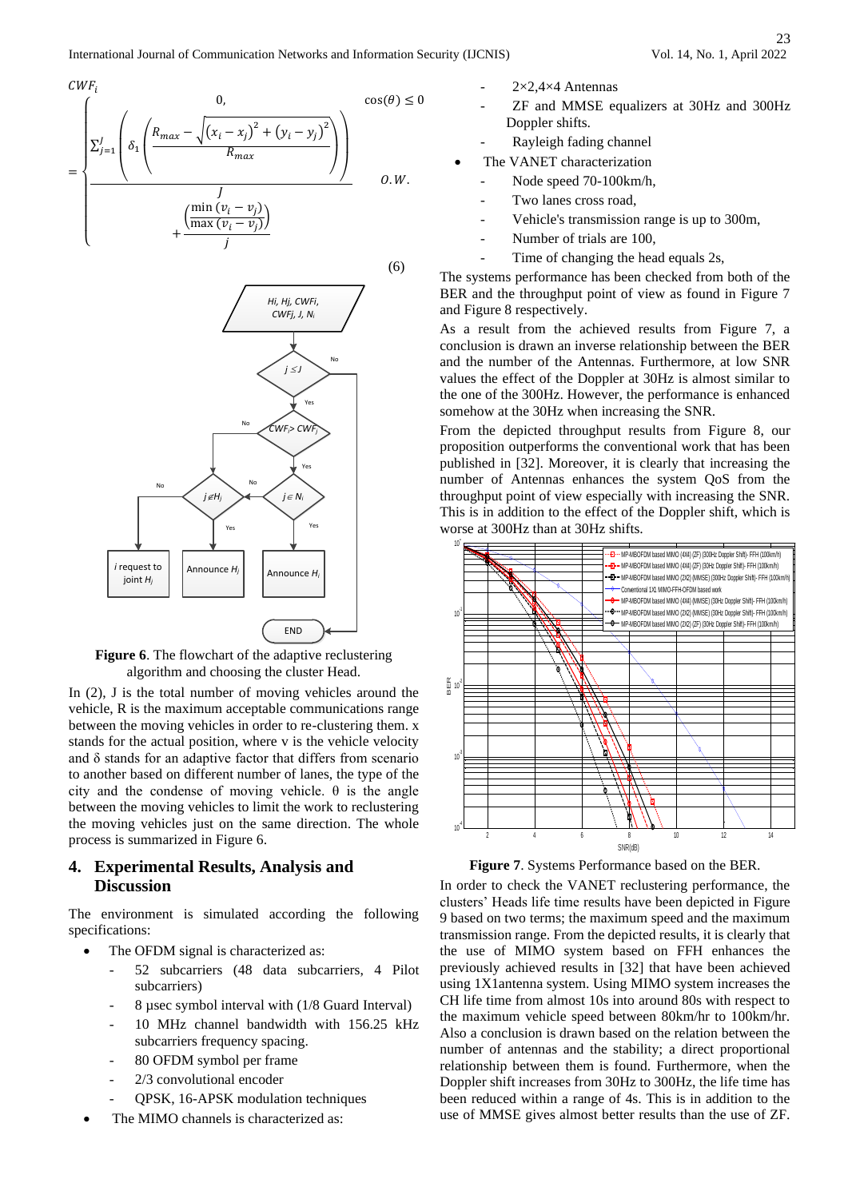$$CWF_i = \begin{cases} 0, & \cos(\theta) \leq 0 \\ \dfrac{\sum_{j=1}^{J}\left(\delta_1\left(\dfrac{R_{max} - \sqrt{(x_i - x_j)^2 + (y_i - y_j)^2}}{R_{max}}\right)\right)}{J} + \dfrac{\left(\dfrac{\min(v_i - v_j)}{\max(v_i - v_j)}\right)}{j} & O.W. \end{cases} \quad (6)$$

**Figure 6**. The flowchart of the adaptive reclustering algorithm and choosing the cluster Head.

In (2), J is the total number of moving vehicles around the vehicle, R is the maximum acceptable communications range between the moving vehicles in order to re-clustering them. x stands for the actual position, where v is the vehicle velocity and δ stands for an adaptive factor that differs from scenario to another based on different number of lanes, the type of the city and the condense of moving vehicle. θ is the angle between the moving vehicles to limit the work to reclustering the moving vehicles just on the same direction. The whole process is summarized in Figure 6.

## 4. Experimental Results, Analysis and Discussion

The environment is simulated according the following specifications:

- The OFDM signal is characterized as:
  - 52 subcarriers (48 data subcarriers, 4 Pilot subcarriers)
  - 8 µsec symbol interval with (1/8 Guard Interval)
  - 10 MHz channel bandwidth with 156.25 kHz subcarriers frequency spacing.
  - 80 OFDM symbol per frame
  - 2/3 convolutional encoder
  - QPSK, 16-APSK modulation techniques
- The MIMO channels is characterized as:
  - 2×2,4×4 Antennas
  - ZF and MMSE equalizers at 30Hz and 300Hz Doppler shifts.
  - Rayleigh fading channel
- The VANET characterization
  - Node speed 70-100km/h,
  - Two lanes cross road,
  - Vehicle's transmission range is up to 300m,
  - Number of trials are 100,
  - Time of changing the head equals 2s,

The systems performance has been checked from both of the BER and the throughput point of view as found in Figure 7 and Figure 8 respectively.

As a result from the achieved results from Figure 7, a conclusion is drawn an inverse relationship between the BER and the number of the Antennas. Furthermore, at low SNR values the effect of the Doppler at 30Hz is almost similar to the one of the 300Hz. However, the performance is enhanced somehow at the 30Hz when increasing the SNR.

From the depicted throughput results from Figure 8, our proposition outperforms the conventional work that has been published in [32]. Moreover, it is clearly that increasing the number of Antennas enhances the system QoS from the throughput point of view especially with increasing the SNR. This is in addition to the effect of the Doppler shift, which is worse at 300Hz than at 30Hz shifts.

**Figure 7**. Systems Performance based on the BER.

In order to check the VANET reclustering performance, the clusters' Heads life time results have been depicted in Figure 9 based on two terms; the maximum speed and the maximum transmission range. From the depicted results, it is clearly that the use of MIMO system based on FFH enhances the previously achieved results in [32] that have been achieved using 1X1antenna system. Using MIMO system increases the CH life time from almost 10s into around 80s with respect to the maximum vehicle speed between 80km/hr to 100km/hr. Also a conclusion is drawn based on the relation between the number of antennas and the stability; a direct proportional relationship between them is found. Furthermore, when the Doppler shift increases from 30Hz to 300Hz, the life time has been reduced within a range of 4s. This is in addition to the use of MMSE gives almost better results than the use of ZF.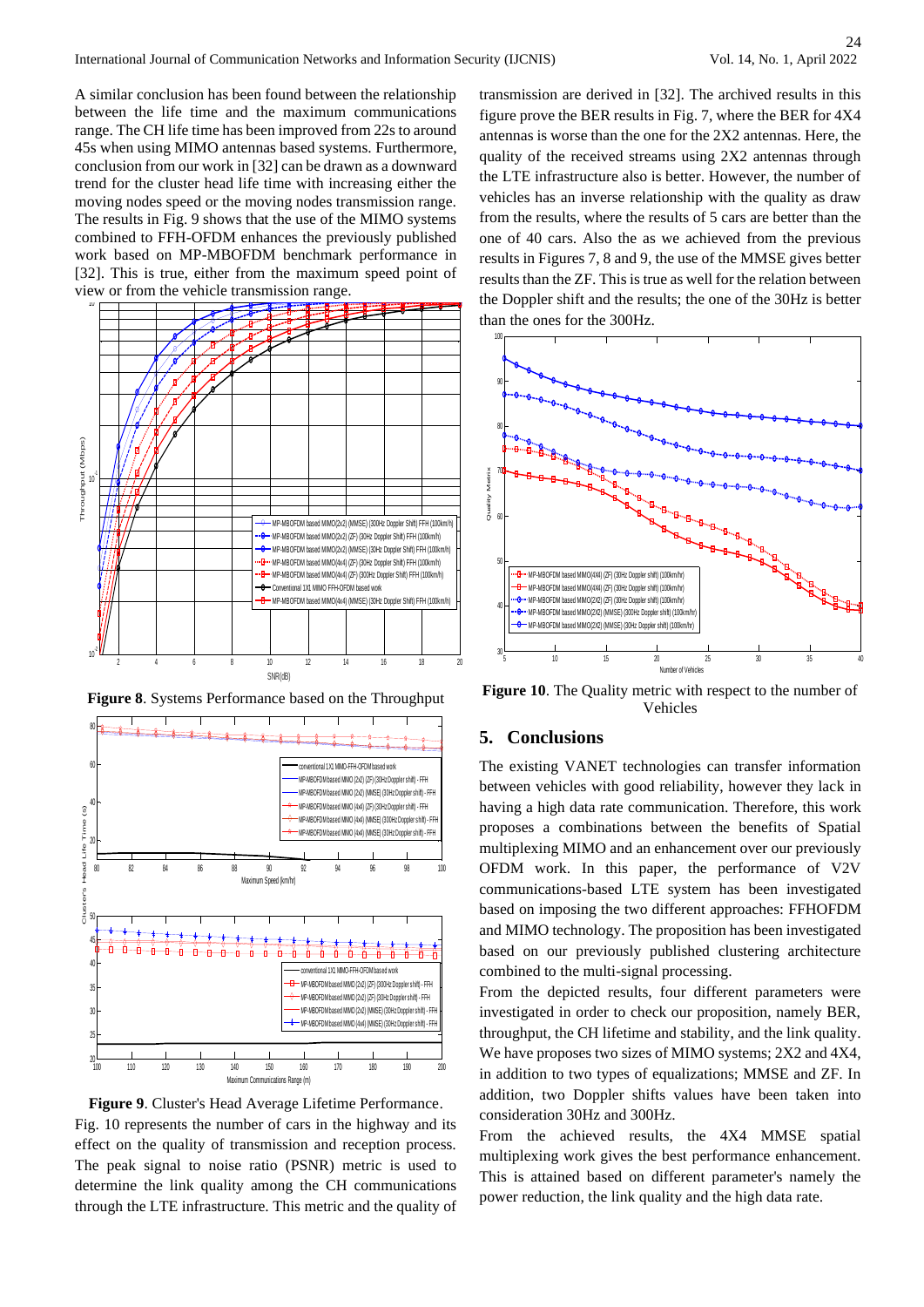A similar conclusion has been found between the relationship between the life time and the maximum communications range. The CH life time has been improved from 22s to around 45s when using MIMO antennas based systems. Furthermore, conclusion from our work in [32] can be drawn as a downward trend for the cluster head life time with increasing either the moving nodes speed or the moving nodes transmission range. The results in Fig. 9 shows that the use of the MIMO systems combined to FFH-OFDM enhances the previously published work based on MP-MBOFDM benchmark performance in [32]. This is true, either from the maximum speed point of view or from the vehicle transmission range.

**Figure 8**. Systems Performance based on the Throughput

**Figure 9**. Cluster's Head Average Lifetime Performance.

Fig. 10 represents the number of cars in the highway and its effect on the quality of transmission and reception process. The peak signal to noise ratio (PSNR) metric is used to determine the link quality among the CH communications through the LTE infrastructure. This metric and the quality of transmission are derived in [32]. The archived results in this figure prove the BER results in Fig. 7, where the BER for 4X4 antennas is worse than the one for the 2X2 antennas. Here, the quality of the received streams using 2X2 antennas through the LTE infrastructure also is better. However, the number of vehicles has an inverse relationship with the quality as draw from the results, where the results of 5 cars are better than the one of 40 cars. Also the as we achieved from the previous results in Figures 7, 8 and 9, the use of the MMSE gives better results than the ZF. This is true as well for the relation between the Doppler shift and the results; the one of the 30Hz is better than the ones for the 300Hz.

**Figure 10**. The Quality metric with respect to the number of Vehicles

## 5. Conclusions

The existing VANET technologies can transfer information between vehicles with good reliability, however they lack in having a high data rate communication. Therefore, this work proposes a combinations between the benefits of Spatial multiplexing MIMO and an enhancement over our previously OFDM work. In this paper, the performance of V2V communications-based LTE system has been investigated based on imposing the two different approaches: FFHOFDM and MIMO technology. The proposition has been investigated based on our previously published clustering architecture combined to the multi-signal processing.

From the depicted results, four different parameters were investigated in order to check our proposition, namely BER, throughput, the CH lifetime and stability, and the link quality. We have proposes two sizes of MIMO systems; 2X2 and 4X4, in addition to two types of equalizations; MMSE and ZF. In addition, two Doppler shifts values have been taken into consideration 30Hz and 300Hz.

From the achieved results, the 4X4 MMSE spatial multiplexing work gives the best performance enhancement. This is attained based on different parameter's namely the power reduction, the link quality and the high data rate.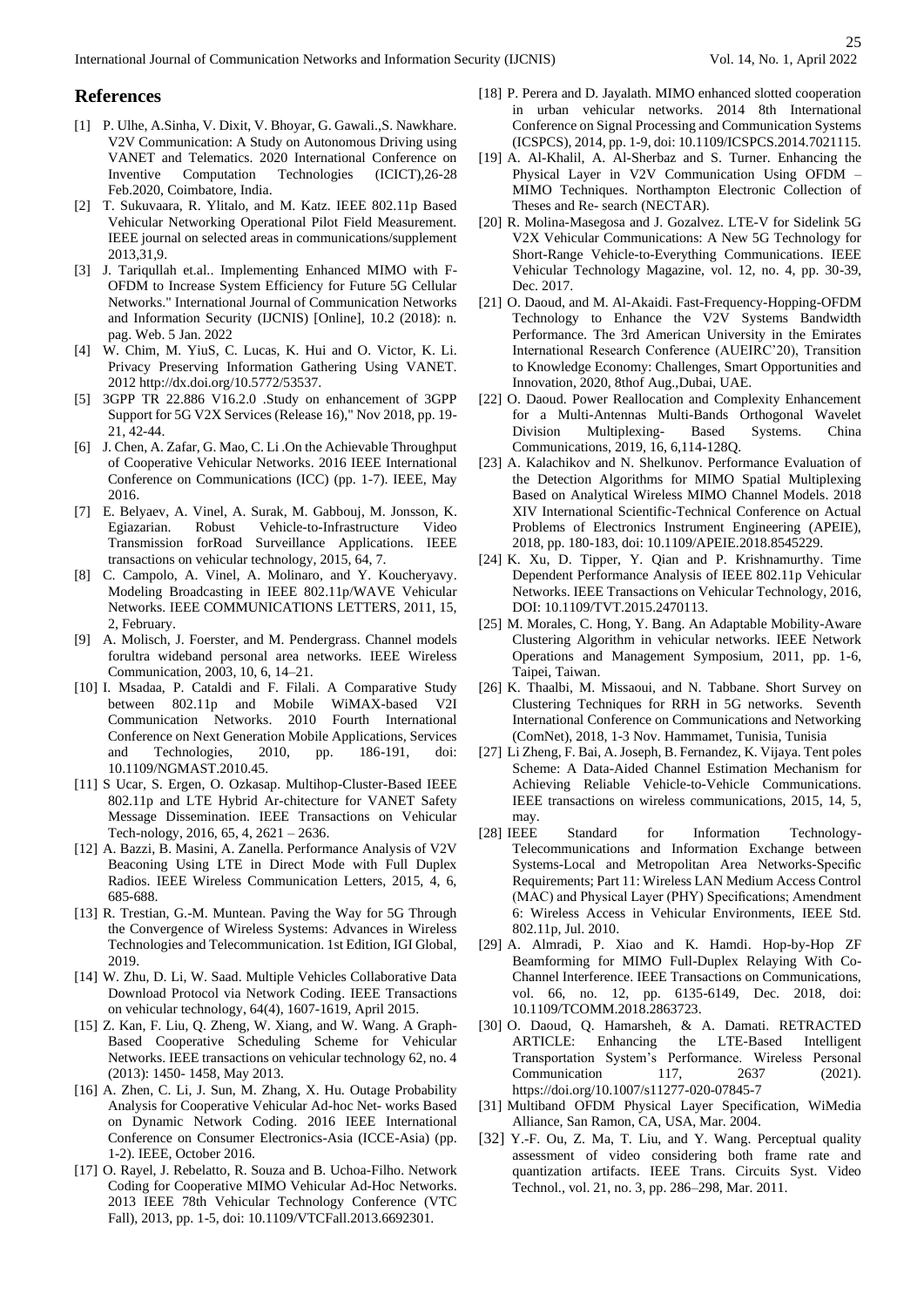## References

[1] P. Ulhe, A.Sinha, V. Dixit, V. Bhoyar, G. Gawali.,S. Nawkhare. V2V Communication: A Study on Autonomous Driving using VANET and Telematics. 2020 International Conference on Inventive Computation Technologies (ICICT),26-28 Feb.2020, Coimbatore, India.

[2] T. Sukuvaara, R. Ylitalo, and M. Katz. IEEE 802.11p Based Vehicular Networking Operational Pilot Field Measurement. IEEE journal on selected areas in communications/supplement 2013,31,9.

[3] J. Tariqullah et.al.. Implementing Enhanced MIMO with F-OFDM to Increase System Efficiency for Future 5G Cellular Networks." International Journal of Communication Networks and Information Security (IJCNIS) [Online], 10.2 (2018): n. pag. Web. 5 Jan. 2022

[4] W. Chim, M. YiuS, C. Lucas, K. Hui and O. Victor, K. Li. Privacy Preserving Information Gathering Using VANET. 2012 http://dx.doi.org/10.5772/53537.

[5] 3GPP TR 22.886 V16.2.0 .Study on enhancement of 3GPP Support for 5G V2X Services (Release 16)," Nov 2018, pp. 19-21, 42-44.

[6] J. Chen, A. Zafar, G. Mao, C. Li .On the Achievable Throughput of Cooperative Vehicular Networks. 2016 IEEE International Conference on Communications (ICC) (pp. 1-7). IEEE, May 2016.

[7] E. Belyaev, A. Vinel, A. Surak, M. Gabbouj, M. Jonsson, K. Egiazarian. Robust Vehicle-to-Infrastructure Video Transmission forRoad Surveillance Applications. IEEE transactions on vehicular technology, 2015, 64, 7.

[8] C. Campolo, A. Vinel, A. Molinaro, and Y. Koucheryavy. Modeling Broadcasting in IEEE 802.11p/WAVE Vehicular Networks. IEEE COMMUNICATIONS LETTERS, 2011, 15, 2, February.

[9] A. Molisch, J. Foerster, and M. Pendergrass. Channel models forultra wideband personal area networks. IEEE Wireless Communication, 2003, 10, 6, 14–21.

[10] I. Msadaa, P. Cataldi and F. Filali. A Comparative Study between 802.11p and Mobile WiMAX-based V2I Communication Networks. 2010 Fourth International Conference on Next Generation Mobile Applications, Services and Technologies, 2010, pp. 186-191, doi: 10.1109/NGMAST.2010.45.

[11] S Ucar, S. Ergen, O. Ozkasap. Multihop-Cluster-Based IEEE 802.11p and LTE Hybrid Ar-chitecture for VANET Safety Message Dissemination. IEEE Transactions on Vehicular Tech-nology, 2016, 65, 4, 2621 – 2636.

[12] A. Bazzi, B. Masini, A. Zanella. Performance Analysis of V2V Beaconing Using LTE in Direct Mode with Full Duplex Radios. IEEE Wireless Communication Letters, 2015, 4, 6, 685-688.

[13] R. Trestian, G.-M. Muntean. Paving the Way for 5G Through the Convergence of Wireless Systems: Advances in Wireless Technologies and Telecommunication. 1st Edition, IGI Global, 2019.

[14] W. Zhu, D. Li, W. Saad. Multiple Vehicles Collaborative Data Download Protocol via Network Coding. IEEE Transactions on vehicular technology, 64(4), 1607-1619, April 2015.

[15] Z. Kan, F. Liu, Q. Zheng, W. Xiang, and W. Wang. A Graph-Based Cooperative Scheduling Scheme for Vehicular Networks. IEEE transactions on vehicular technology 62, no. 4 (2013): 1450- 1458, May 2013.

[16] A. Zhen, C. Li, J. Sun, M. Zhang, X. Hu. Outage Probability Analysis for Cooperative Vehicular Ad-hoc Net- works Based on Dynamic Network Coding. 2016 IEEE International Conference on Consumer Electronics-Asia (ICCE-Asia) (pp. 1-2). IEEE, October 2016.

[17] O. Rayel, J. Rebelatto, R. Souza and B. Uchoa-Filho. Network Coding for Cooperative MIMO Vehicular Ad-Hoc Networks. 2013 IEEE 78th Vehicular Technology Conference (VTC Fall), 2013, pp. 1-5, doi: 10.1109/VTCFall.2013.6692301.

[18] P. Perera and D. Jayalath. MIMO enhanced slotted cooperation in urban vehicular networks. 2014 8th International Conference on Signal Processing and Communication Systems (ICSPCS), 2014, pp. 1-9, doi: 10.1109/ICSPCS.2014.7021115.

[19] A. Al-Khalil, A. Al-Sherbaz and S. Turner. Enhancing the Physical Layer in V2V Communication Using OFDM – MIMO Techniques. Northampton Electronic Collection of Theses and Re- search (NECTAR).

[20] R. Molina-Masegosa and J. Gozalvez. LTE-V for Sidelink 5G V2X Vehicular Communications: A New 5G Technology for Short-Range Vehicle-to-Everything Communications. IEEE Vehicular Technology Magazine, vol. 12, no. 4, pp. 30-39, Dec. 2017.

[21] O. Daoud, and M. Al-Akaidi. Fast-Frequency-Hopping-OFDM Technology to Enhance the V2V Systems Bandwidth Performance. The 3rd American University in the Emirates International Research Conference (AUEIRC'20), Transition to Knowledge Economy: Challenges, Smart Opportunities and Innovation, 2020, 8thof Aug.,Dubai, UAE.

[22] O. Daoud. Power Reallocation and Complexity Enhancement for a Multi-Antennas Multi-Bands Orthogonal Wavelet Division Multiplexing- Based Systems. China Communications, 2019, 16, 6,114-128Q.

[23] A. Kalachikov and N. Shelkunov. Performance Evaluation of the Detection Algorithms for MIMO Spatial Multiplexing Based on Analytical Wireless MIMO Channel Models. 2018 XIV International Scientific-Technical Conference on Actual Problems of Electronics Instrument Engineering (APEIE), 2018, pp. 180-183, doi: 10.1109/APEIE.2018.8545229.

[24] K. Xu, D. Tipper, Y. Qian and P. Krishnamurthy. Time Dependent Performance Analysis of IEEE 802.11p Vehicular Networks. IEEE Transactions on Vehicular Technology, 2016, DOI: 10.1109/TVT.2015.2470113.

[25] M. Morales, C. Hong, Y. Bang. An Adaptable Mobility-Aware Clustering Algorithm in vehicular networks. IEEE Network Operations and Management Symposium, 2011, pp. 1-6, Taipei, Taiwan.

[26] K. Thaalbi, M. Missaoui, and N. Tabbane. Short Survey on Clustering Techniques for RRH in 5G networks. Seventh International Conference on Communications and Networking (ComNet), 2018, 1-3 Nov. Hammamet, Tunisia, Tunisia

[27] Li Zheng, F. Bai, A. Joseph, B. Fernandez, K. Vijaya. Tent poles Scheme: A Data-Aided Channel Estimation Mechanism for Achieving Reliable Vehicle-to-Vehicle Communications. IEEE transactions on wireless communications, 2015, 14, 5, may.

[28] IEEE Standard for Information Technology-Telecommunications and Information Exchange between Systems-Local and Metropolitan Area Networks-Specific Requirements; Part 11: Wireless LAN Medium Access Control (MAC) and Physical Layer (PHY) Specifications; Amendment 6: Wireless Access in Vehicular Environments, IEEE Std. 802.11p, Jul. 2010.

[29] A. Almradi, P. Xiao and K. Hamdi. Hop-by-Hop ZF Beamforming for MIMO Full-Duplex Relaying With Co-Channel Interference. IEEE Transactions on Communications, vol. 66, no. 12, pp. 6135-6149, Dec. 2018, doi: 10.1109/TCOMM.2018.2863723.

[30] O. Daoud, Q. Hamarsheh, & A. Damati. RETRACTED ARTICLE: Enhancing the LTE-Based Intelligent Transportation System's Performance. Wireless Personal Communication 117, 2637 (2021). https://doi.org/10.1007/s11277-020-07845-7

[31] Multiband OFDM Physical Layer Specification, WiMedia Alliance, San Ramon, CA, USA, Mar. 2004.

[32] Y.-F. Ou, Z. Ma, T. Liu, and Y. Wang. Perceptual quality assessment of video considering both frame rate and quantization artifacts. IEEE Trans. Circuits Syst. Video Technol., vol. 21, no. 3, pp. 286–298, Mar. 2011.